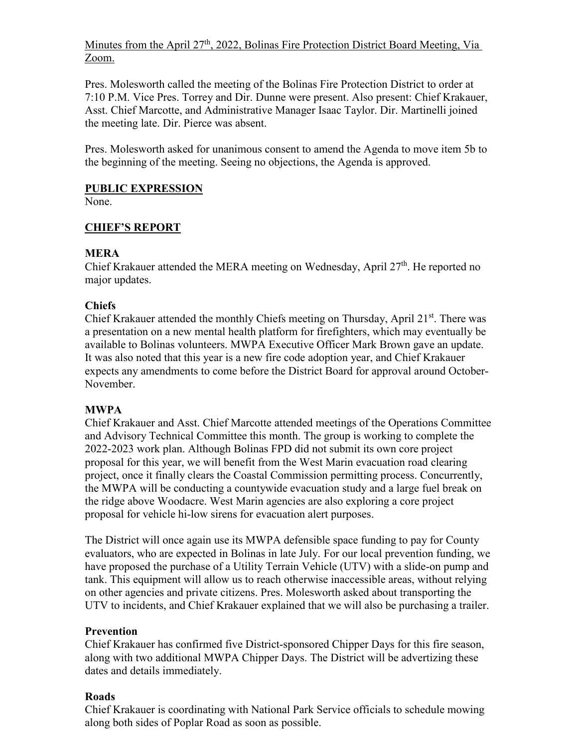Minutes from the April 27th, 2022, Bolinas Fire Protection District Board Meeting, Via Zoom.

Pres. Molesworth called the meeting of the Bolinas Fire Protection District to order at 7:10 P.M. Vice Pres. Torrey and Dir. Dunne were present. Also present: Chief Krakauer, Asst. Chief Marcotte, and Administrative Manager Isaac Taylor. Dir. Martinelli joined the meeting late. Dir. Pierce was absent.

Pres. Molesworth asked for unanimous consent to amend the Agenda to move item 5b to the beginning of the meeting. Seeing no objections, the Agenda is approved.

## PUBLIC EXPRESSION

None.

## CHIEF'S REPORT

### MERA

Chief Krakauer attended the MERA meeting on Wednesday, April 27th. He reported no major updates.

### Chiefs

Chief Krakauer attended the monthly Chiefs meeting on Thursday, April 21st. There was a presentation on a new mental health platform for firefighters, which may eventually be available to Bolinas volunteers. MWPA Executive Officer Mark Brown gave an update. It was also noted that this year is a new fire code adoption year, and Chief Krakauer expects any amendments to come before the District Board for approval around October-November.

### MWPA

Chief Krakauer and Asst. Chief Marcotte attended meetings of the Operations Committee and Advisory Technical Committee this month. The group is working to complete the 2022-2023 work plan. Although Bolinas FPD did not submit its own core project proposal for this year, we will benefit from the West Marin evacuation road clearing project, once it finally clears the Coastal Commission permitting process. Concurrently, the MWPA will be conducting a countywide evacuation study and a large fuel break on the ridge above Woodacre. West Marin agencies are also exploring a core project proposal for vehicle hi-low sirens for evacuation alert purposes.

The District will once again use its MWPA defensible space funding to pay for County evaluators, who are expected in Bolinas in late July. For our local prevention funding, we have proposed the purchase of a Utility Terrain Vehicle (UTV) with a slide-on pump and tank. This equipment will allow us to reach otherwise inaccessible areas, without relying on other agencies and private citizens. Pres. Molesworth asked about transporting the UTV to incidents, and Chief Krakauer explained that we will also be purchasing a trailer.

### Prevention

Chief Krakauer has confirmed five District-sponsored Chipper Days for this fire season, along with two additional MWPA Chipper Days. The District will be advertizing these dates and details immediately.

### Roads

Chief Krakauer is coordinating with National Park Service officials to schedule mowing along both sides of Poplar Road as soon as possible.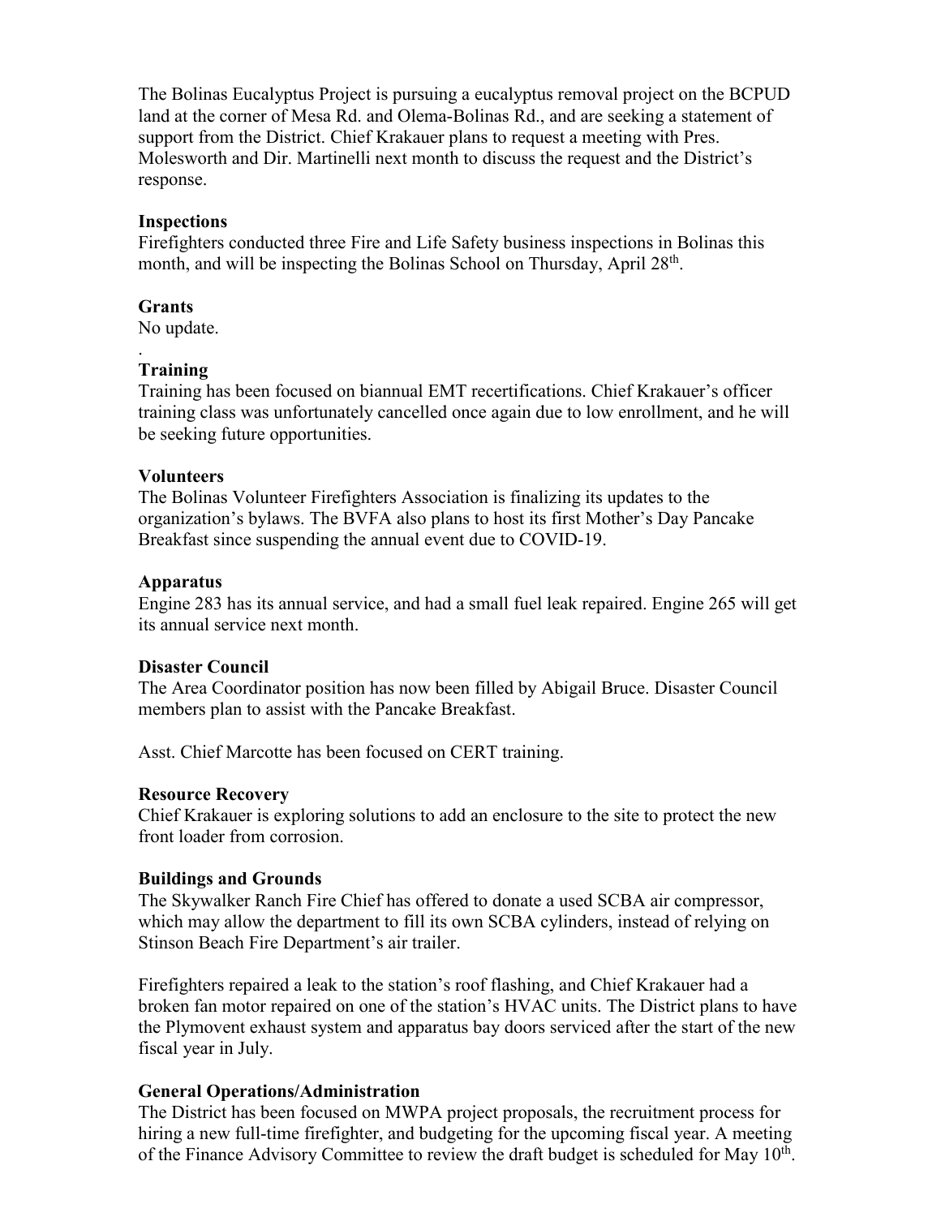The Bolinas Eucalyptus Project is pursuing a eucalyptus removal project on the BCPUD land at the corner of Mesa Rd. and Olema-Bolinas Rd., and are seeking a statement of support from the District. Chief Krakauer plans to request a meeting with Pres. Molesworth and Dir. Martinelli next month to discuss the request and the District's response.

**Inspections**
Firefighters conducted three Fire and Life Safety business inspections in Bolinas this month, and will be inspecting the Bolinas School on Thursday, April 28th.

**Grants**
No update.

.
**Training**
Training has been focused on biannual EMT recertifications. Chief Krakauer's officer training class was unfortunately cancelled once again due to low enrollment, and he will be seeking future opportunities.

**Volunteers**
The Bolinas Volunteer Firefighters Association is finalizing its updates to the organization's bylaws. The BVFA also plans to host its first Mother's Day Pancake Breakfast since suspending the annual event due to COVID-19.

**Apparatus**
Engine 283 has its annual service, and had a small fuel leak repaired. Engine 265 will get its annual service next month.

**Disaster Council**
The Area Coordinator position has now been filled by Abigail Bruce. Disaster Council members plan to assist with the Pancake Breakfast.

Asst. Chief Marcotte has been focused on CERT training.

**Resource Recovery**
Chief Krakauer is exploring solutions to add an enclosure to the site to protect the new front loader from corrosion.

**Buildings and Grounds**
The Skywalker Ranch Fire Chief has offered to donate a used SCBA air compressor, which may allow the department to fill its own SCBA cylinders, instead of relying on Stinson Beach Fire Department's air trailer.

Firefighters repaired a leak to the station's roof flashing, and Chief Krakauer had a broken fan motor repaired on one of the station's HVAC units. The District plans to have the Plymovent exhaust system and apparatus bay doors serviced after the start of the new fiscal year in July.

**General Operations/Administration**
The District has been focused on MWPA project proposals, the recruitment process for hiring a new full-time firefighter, and budgeting for the upcoming fiscal year. A meeting of the Finance Advisory Committee to review the draft budget is scheduled for May 10th.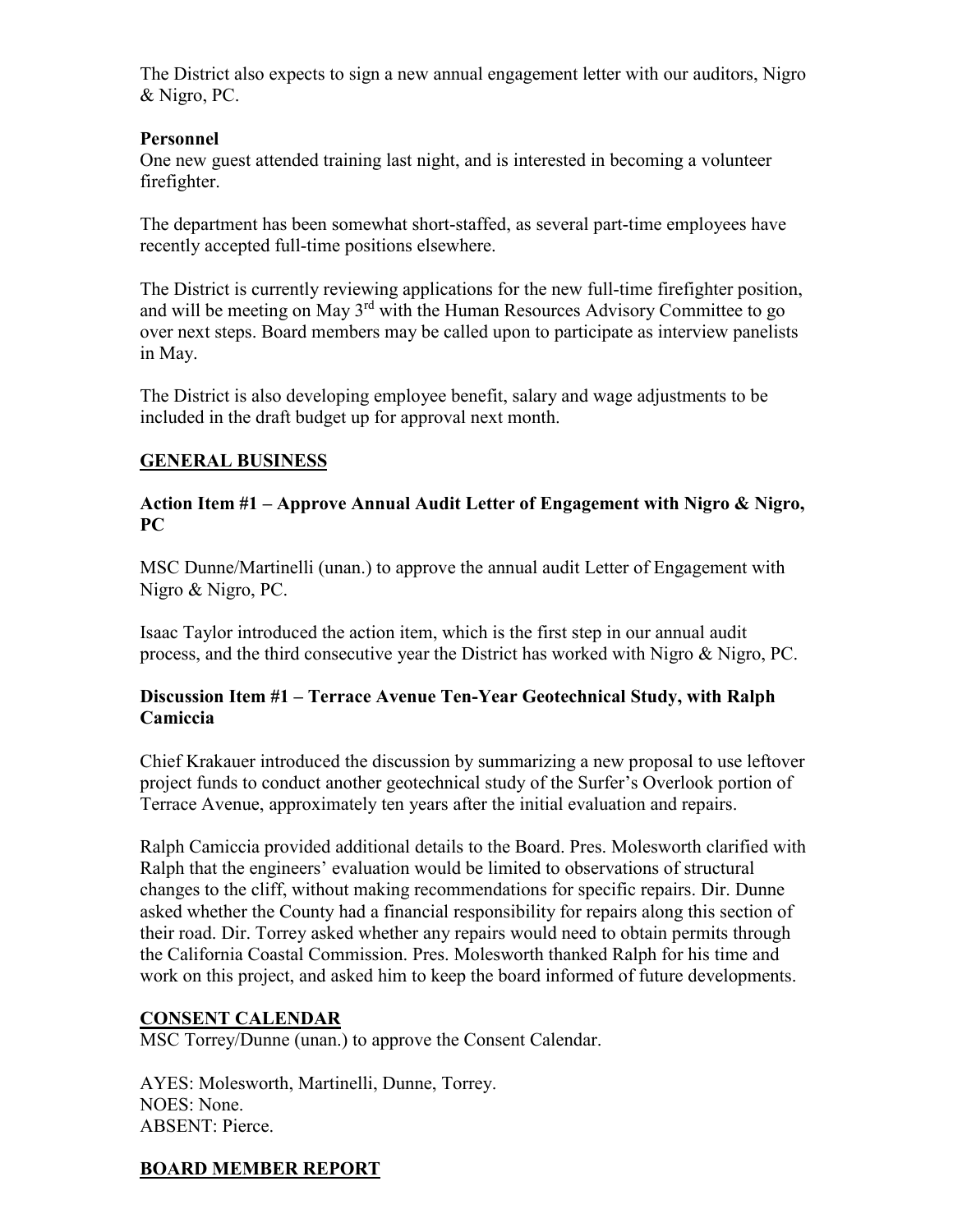The District also expects to sign a new annual engagement letter with our auditors, Nigro & Nigro, PC.

**Personnel**

One new guest attended training last night, and is interested in becoming a volunteer firefighter.

The department has been somewhat short-staffed, as several part-time employees have recently accepted full-time positions elsewhere.

The District is currently reviewing applications for the new full-time firefighter position, and will be meeting on May 3rd with the Human Resources Advisory Committee to go over next steps. Board members may be called upon to participate as interview panelists in May.

The District is also developing employee benefit, salary and wage adjustments to be included in the draft budget up for approval next month.

## GENERAL BUSINESS

### Action Item #1 – Approve Annual Audit Letter of Engagement with Nigro & Nigro, PC

MSC Dunne/Martinelli (unan.) to approve the annual audit Letter of Engagement with Nigro & Nigro, PC.

Isaac Taylor introduced the action item, which is the first step in our annual audit process, and the third consecutive year the District has worked with Nigro & Nigro, PC.

### Discussion Item #1 – Terrace Avenue Ten-Year Geotechnical Study, with Ralph Camiccia

Chief Krakauer introduced the discussion by summarizing a new proposal to use leftover project funds to conduct another geotechnical study of the Surfer's Overlook portion of Terrace Avenue, approximately ten years after the initial evaluation and repairs.

Ralph Camiccia provided additional details to the Board. Pres. Molesworth clarified with Ralph that the engineers' evaluation would be limited to observations of structural changes to the cliff, without making recommendations for specific repairs. Dir. Dunne asked whether the County had a financial responsibility for repairs along this section of their road. Dir. Torrey asked whether any repairs would need to obtain permits through the California Coastal Commission. Pres. Molesworth thanked Ralph for his time and work on this project, and asked him to keep the board informed of future developments.

## CONSENT CALENDAR

MSC Torrey/Dunne (unan.) to approve the Consent Calendar.

AYES: Molesworth, Martinelli, Dunne, Torrey.
NOES: None.
ABSENT: Pierce.

## BOARD MEMBER REPORT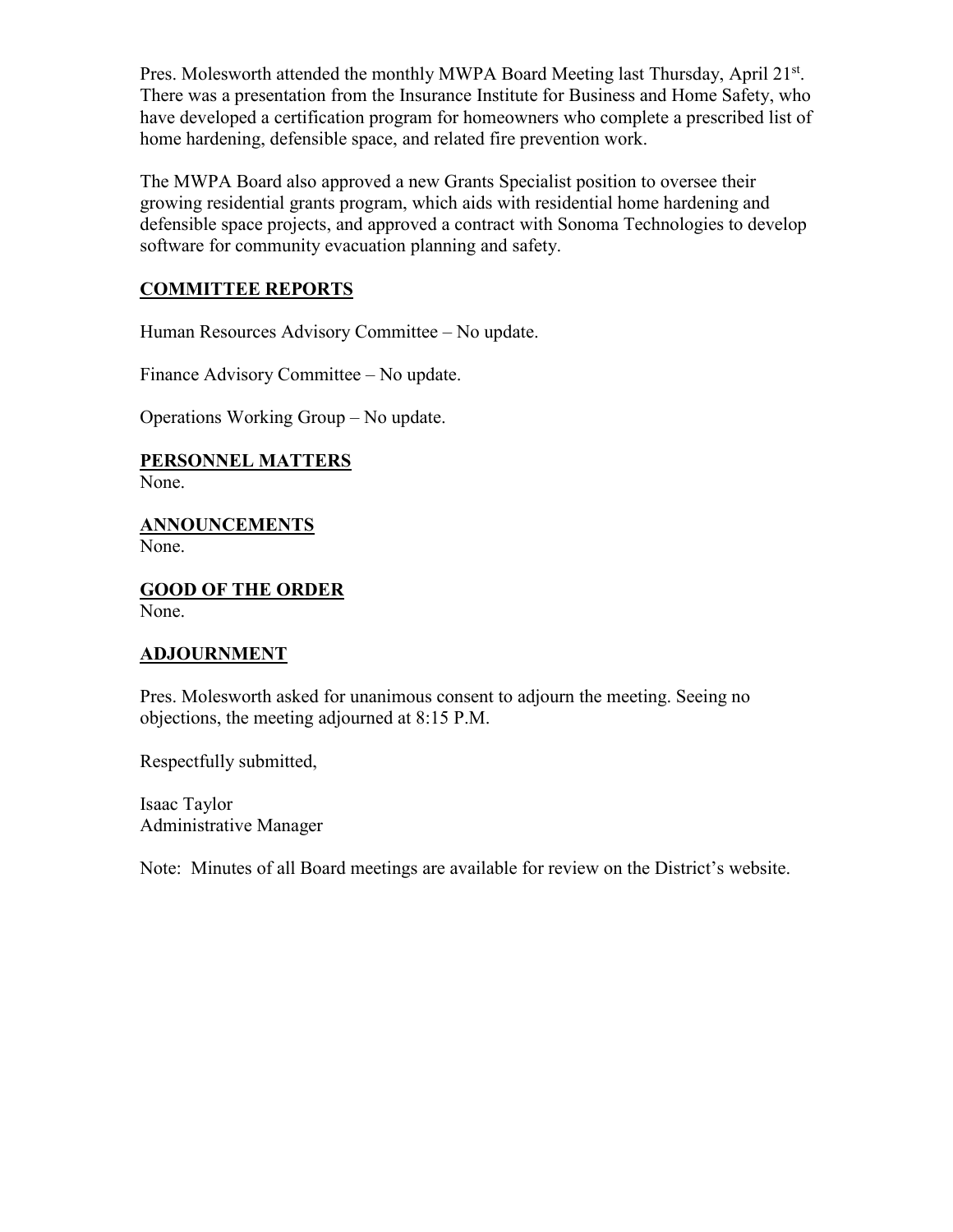Pres. Molesworth attended the monthly MWPA Board Meeting last Thursday, April 21st. There was a presentation from the Insurance Institute for Business and Home Safety, who have developed a certification program for homeowners who complete a prescribed list of home hardening, defensible space, and related fire prevention work.

The MWPA Board also approved a new Grants Specialist position to oversee their growing residential grants program, which aids with residential home hardening and defensible space projects, and approved a contract with Sonoma Technologies to develop software for community evacuation planning and safety.

## COMMITTEE REPORTS

Human Resources Advisory Committee – No update.

Finance Advisory Committee – No update.

Operations Working Group – No update.

## PERSONNEL MATTERS

None.

## ANNOUNCEMENTS

None.

## GOOD OF THE ORDER

None.

## ADJOURNMENT

Pres. Molesworth asked for unanimous consent to adjourn the meeting. Seeing no objections, the meeting adjourned at 8:15 P.M.

Respectfully submitted,

Isaac Taylor
Administrative Manager

Note: Minutes of all Board meetings are available for review on the District's website.